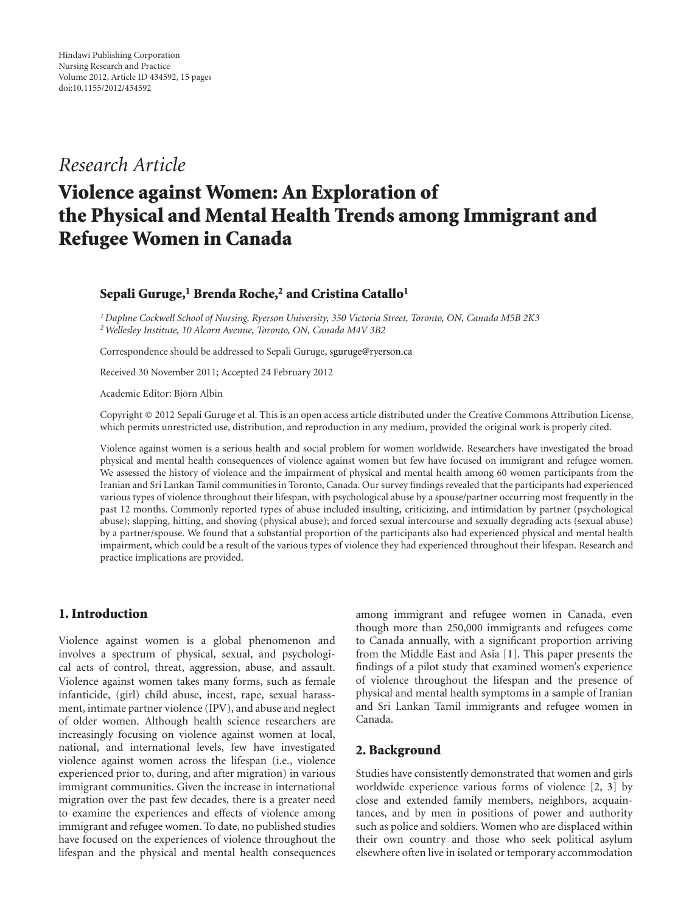Hindawi Publishing Corporation
Nursing Research and Practice
Volume 2012, Article ID 434592, 15 pages
doi:10.1155/2012/434592

*Research Article*

# Violence against Women: An Exploration of the Physical and Mental Health Trends among Immigrant and Refugee Women in Canada

**Sepali Guruge,[1] Brenda Roche,[2] and Cristina Catallo[1]**

[1] *Daphne Cockwell School of Nursing, Ryerson University, 350 Victoria Street, Toronto, ON, Canada M5B 2K3*
[2] *Wellesley Institute, 10 Alcorn Avenue, Toronto, ON, Canada M4V 3B2*

Correspondence should be addressed to Sepali Guruge, sguruge@ryerson.ca

Received 30 November 2011; Accepted 24 February 2012

Academic Editor: Björn Albin

Copyright © 2012 Sepali Guruge et al. This is an open access article distributed under the Creative Commons Attribution License, which permits unrestricted use, distribution, and reproduction in any medium, provided the original work is properly cited.

Violence against women is a serious health and social problem for women worldwide. Researchers have investigated the broad physical and mental health consequences of violence against women but few have focused on immigrant and refugee women. We assessed the history of violence and the impairment of physical and mental health among 60 women participants from the Iranian and Sri Lankan Tamil communities in Toronto, Canada. Our survey findings revealed that the participants had experienced various types of violence throughout their lifespan, with psychological abuse by a spouse/partner occurring most frequently in the past 12 months. Commonly reported types of abuse included insulting, criticizing, and intimidation by partner (psychological abuse); slapping, hitting, and shoving (physical abuse); and forced sexual intercourse and sexually degrading acts (sexual abuse) by a partner/spouse. We found that a substantial proportion of the participants also had experienced physical and mental health impairment, which could be a result of the various types of violence they had experienced throughout their lifespan. Research and practice implications are provided.

## 1. Introduction

Violence against women is a global phenomenon and involves a spectrum of physical, sexual, and psychological acts of control, threat, aggression, abuse, and assault. Violence against women takes many forms, such as female infanticide, (girl) child abuse, incest, rape, sexual harassment, intimate partner violence (IPV), and abuse and neglect of older women. Although health science researchers are increasingly focusing on violence against women at local, national, and international levels, few have investigated violence against women across the lifespan (i.e., violence experienced prior to, during, and after migration) in various immigrant communities. Given the increase in international migration over the past few decades, there is a greater need to examine the experiences and effects of violence among immigrant and refugee women. To date, no published studies have focused on the experiences of violence throughout the lifespan and the physical and mental health consequences among immigrant and refugee women in Canada, even though more than 250,000 immigrants and refugees come to Canada annually, with a significant proportion arriving from the Middle East and Asia [1]. This paper presents the findings of a pilot study that examined women's experience of violence throughout the lifespan and the presence of physical and mental health symptoms in a sample of Iranian and Sri Lankan Tamil immigrants and refugee women in Canada.

## 2. Background

Studies have consistently demonstrated that women and girls worldwide experience various forms of violence [2, 3] by close and extended family members, neighbors, acquaintances, and by men in positions of power and authority such as police and soldiers. Women who are displaced within their own country and those who seek political asylum elsewhere often live in isolated or temporary accommodation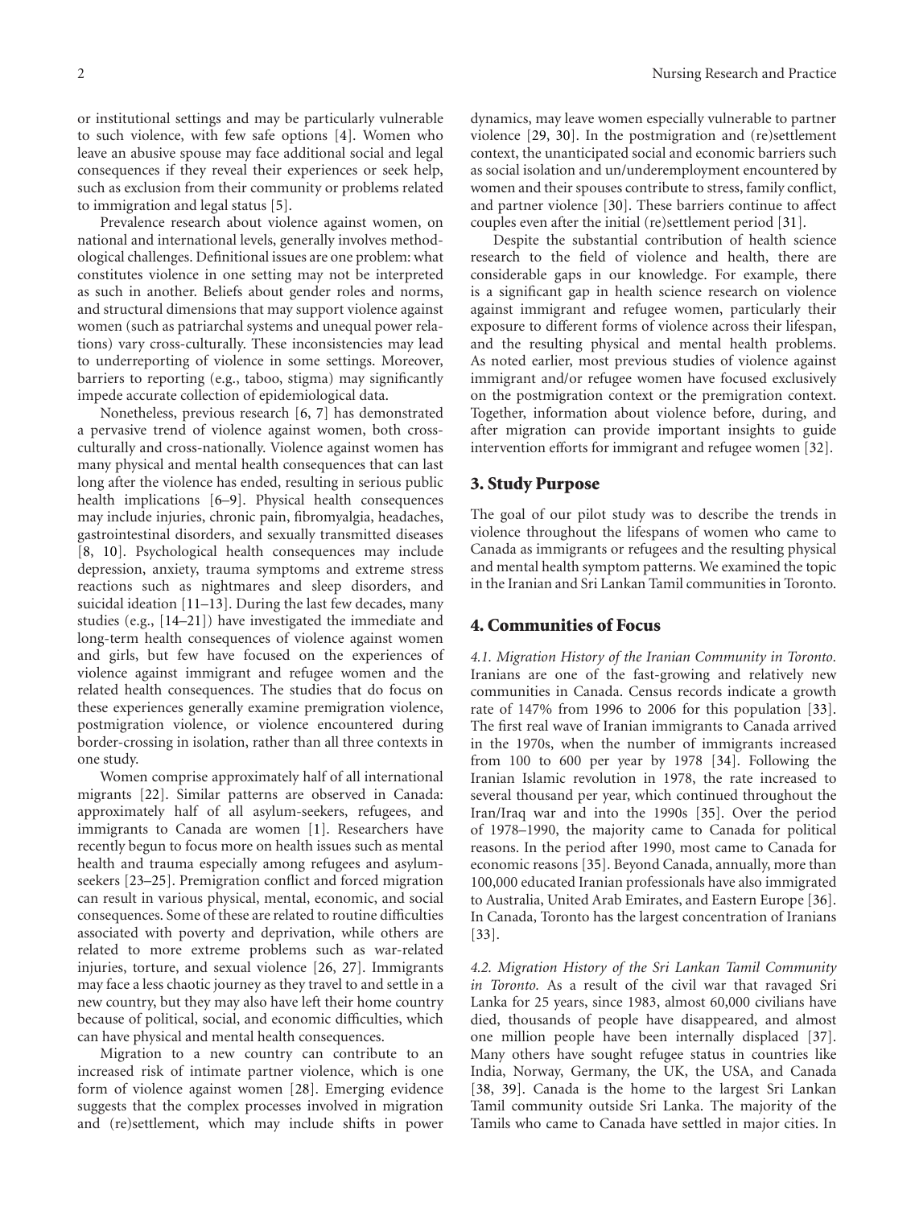or institutional settings and may be particularly vulnerable to such violence, with few safe options [4]. Women who leave an abusive spouse may face additional social and legal consequences if they reveal their experiences or seek help, such as exclusion from their community or problems related to immigration and legal status [5].

Prevalence research about violence against women, on national and international levels, generally involves methodological challenges. Definitional issues are one problem: what constitutes violence in one setting may not be interpreted as such in another. Beliefs about gender roles and norms, and structural dimensions that may support violence against women (such as patriarchal systems and unequal power relations) vary cross-culturally. These inconsistencies may lead to underreporting of violence in some settings. Moreover, barriers to reporting (e.g., taboo, stigma) may significantly impede accurate collection of epidemiological data.

Nonetheless, previous research [6, 7] has demonstrated a pervasive trend of violence against women, both cross-culturally and cross-nationally. Violence against women has many physical and mental health consequences that can last long after the violence has ended, resulting in serious public health implications [6–9]. Physical health consequences may include injuries, chronic pain, fibromyalgia, headaches, gastrointestinal disorders, and sexually transmitted diseases [8, 10]. Psychological health consequences may include depression, anxiety, trauma symptoms and extreme stress reactions such as nightmares and sleep disorders, and suicidal ideation [11–13]. During the last few decades, many studies (e.g., [14–21]) have investigated the immediate and long-term health consequences of violence against women and girls, but few have focused on the experiences of violence against immigrant and refugee women and the related health consequences. The studies that do focus on these experiences generally examine premigration violence, postmigration violence, or violence encountered during border-crossing in isolation, rather than all three contexts in one study.

Women comprise approximately half of all international migrants [22]. Similar patterns are observed in Canada: approximately half of all asylum-seekers, refugees, and immigrants to Canada are women [1]. Researchers have recently begun to focus more on health issues such as mental health and trauma especially among refugees and asylum-seekers [23–25]. Premigration conflict and forced migration can result in various physical, mental, economic, and social consequences. Some of these are related to routine difficulties associated with poverty and deprivation, while others are related to more extreme problems such as war-related injuries, torture, and sexual violence [26, 27]. Immigrants may face a less chaotic journey as they travel to and settle in a new country, but they may also have left their home country because of political, social, and economic difficulties, which can have physical and mental health consequences.

Migration to a new country can contribute to an increased risk of intimate partner violence, which is one form of violence against women [28]. Emerging evidence suggests that the complex processes involved in migration and (re)settlement, which may include shifts in power dynamics, may leave women especially vulnerable to partner violence [29, 30]. In the postmigration and (re)settlement context, the unanticipated social and economic barriers such as social isolation and un/underemployment encountered by women and their spouses contribute to stress, family conflict, and partner violence [30]. These barriers continue to affect couples even after the initial (re)settlement period [31].

Despite the substantial contribution of health science research to the field of violence and health, there are considerable gaps in our knowledge. For example, there is a significant gap in health science research on violence against immigrant and refugee women, particularly their exposure to different forms of violence across their lifespan, and the resulting physical and mental health problems. As noted earlier, most previous studies of violence against immigrant and/or refugee women have focused exclusively on the postmigration context or the premigration context. Together, information about violence before, during, and after migration can provide important insights to guide intervention efforts for immigrant and refugee women [32].

## 3. Study Purpose

The goal of our pilot study was to describe the trends in violence throughout the lifespans of women who came to Canada as immigrants or refugees and the resulting physical and mental health symptom patterns. We examined the topic in the Iranian and Sri Lankan Tamil communities in Toronto.

## 4. Communities of Focus

*4.1. Migration History of the Iranian Community in Toronto.* Iranians are one of the fast-growing and relatively new communities in Canada. Census records indicate a growth rate of 147% from 1996 to 2006 for this population [33]. The first real wave of Iranian immigrants to Canada arrived in the 1970s, when the number of immigrants increased from 100 to 600 per year by 1978 [34]. Following the Iranian Islamic revolution in 1978, the rate increased to several thousand per year, which continued throughout the Iran/Iraq war and into the 1990s [35]. Over the period of 1978–1990, the majority came to Canada for political reasons. In the period after 1990, most came to Canada for economic reasons [35]. Beyond Canada, annually, more than 100,000 educated Iranian professionals have also immigrated to Australia, United Arab Emirates, and Eastern Europe [36]. In Canada, Toronto has the largest concentration of Iranians [33].

*4.2. Migration History of the Sri Lankan Tamil Community in Toronto.* As a result of the civil war that ravaged Sri Lanka for 25 years, since 1983, almost 60,000 civilians have died, thousands of people have disappeared, and almost one million people have been internally displaced [37]. Many others have sought refugee status in countries like India, Norway, Germany, the UK, the USA, and Canada [38, 39]. Canada is the home to the largest Sri Lankan Tamil community outside Sri Lanka. The majority of the Tamils who came to Canada have settled in major cities. In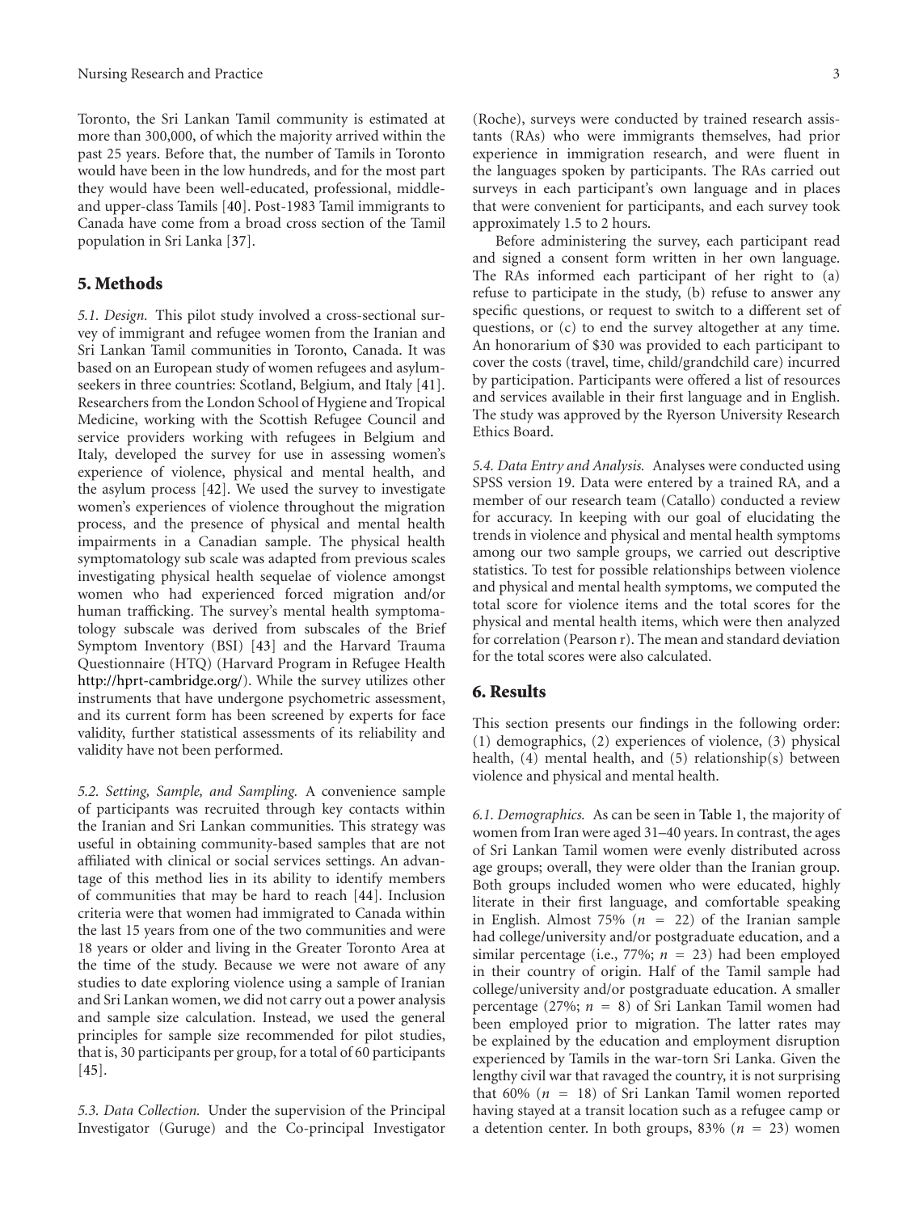Toronto, the Sri Lankan Tamil community is estimated at more than 300,000, of which the majority arrived within the past 25 years. Before that, the number of Tamils in Toronto would have been in the low hundreds, and for the most part they would have been well-educated, professional, middle- and upper-class Tamils [40]. Post-1983 Tamil immigrants to Canada have come from a broad cross section of the Tamil population in Sri Lanka [37].

## 5. Methods

*5.1. Design.* This pilot study involved a cross-sectional survey of immigrant and refugee women from the Iranian and Sri Lankan Tamil communities in Toronto, Canada. It was based on an European study of women refugees and asylum-seekers in three countries: Scotland, Belgium, and Italy [41]. Researchers from the London School of Hygiene and Tropical Medicine, working with the Scottish Refugee Council and service providers working with refugees in Belgium and Italy, developed the survey for use in assessing women's experience of violence, physical and mental health, and the asylum process [42]. We used the survey to investigate women's experiences of violence throughout the migration process, and the presence of physical and mental health impairments in a Canadian sample. The physical health symptomatology sub scale was adapted from previous scales investigating physical health sequelae of violence amongst women who had experienced forced migration and/or human trafficking. The survey's mental health symptomatology subscale was derived from subscales of the Brief Symptom Inventory (BSI) [43] and the Harvard Trauma Questionnaire (HTQ) (Harvard Program in Refugee Health http://hprt-cambridge.org/). While the survey utilizes other instruments that have undergone psychometric assessment, and its current form has been screened by experts for face validity, further statistical assessments of its reliability and validity have not been performed.

*5.2. Setting, Sample, and Sampling.* A convenience sample of participants was recruited through key contacts within the Iranian and Sri Lankan communities. This strategy was useful in obtaining community-based samples that are not affiliated with clinical or social services settings. An advantage of this method lies in its ability to identify members of communities that may be hard to reach [44]. Inclusion criteria were that women had immigrated to Canada within the last 15 years from one of the two communities and were 18 years or older and living in the Greater Toronto Area at the time of the study. Because we were not aware of any studies to date exploring violence using a sample of Iranian and Sri Lankan women, we did not carry out a power analysis and sample size calculation. Instead, we used the general principles for sample size recommended for pilot studies, that is, 30 participants per group, for a total of 60 participants [45].

*5.3. Data Collection.* Under the supervision of the Principal Investigator (Guruge) and the Co-principal Investigator (Roche), surveys were conducted by trained research assistants (RAs) who were immigrants themselves, had prior experience in immigration research, and were fluent in the languages spoken by participants. The RAs carried out surveys in each participant's own language and in places that were convenient for participants, and each survey took approximately 1.5 to 2 hours.

Before administering the survey, each participant read and signed a consent form written in her own language. The RAs informed each participant of her right to (a) refuse to participate in the study, (b) refuse to answer any specific questions, or request to switch to a different set of questions, or (c) to end the survey altogether at any time. An honorarium of $30 was provided to each participant to cover the costs (travel, time, child/grandchild care) incurred by participation. Participants were offered a list of resources and services available in their first language and in English. The study was approved by the Ryerson University Research Ethics Board.

*5.4. Data Entry and Analysis.* Analyses were conducted using SPSS version 19. Data were entered by a trained RA, and a member of our research team (Catallo) conducted a review for accuracy. In keeping with our goal of elucidating the trends in violence and physical and mental health symptoms among our two sample groups, we carried out descriptive statistics. To test for possible relationships between violence and physical and mental health symptoms, we computed the total score for violence items and the total scores for the physical and mental health items, which were then analyzed for correlation (Pearson r). The mean and standard deviation for the total scores were also calculated.

## 6. Results

This section presents our findings in the following order: (1) demographics, (2) experiences of violence, (3) physical health, (4) mental health, and (5) relationship(s) between violence and physical and mental health.

*6.1. Demographics.* As can be seen in Table 1, the majority of women from Iran were aged 31–40 years. In contrast, the ages of Sri Lankan Tamil women were evenly distributed across age groups; overall, they were older than the Iranian group. Both groups included women who were educated, highly literate in their first language, and comfortable speaking in English. Almost 75% ($n = 22$) of the Iranian sample had college/university and/or postgraduate education, and a similar percentage (i.e., 77%; $n = 23$) had been employed in their country of origin. Half of the Tamil sample had college/university and/or postgraduate education. A smaller percentage (27%; $n = 8$) of Sri Lankan Tamil women had been employed prior to migration. The latter rates may be explained by the education and employment disruption experienced by Tamils in the war-torn Sri Lanka. Given the lengthy civil war that ravaged the country, it is not surprising that 60% ($n = 18$) of Sri Lankan Tamil women reported having stayed at a transit location such as a refugee camp or a detention center. In both groups, 83% ($n = 23$) women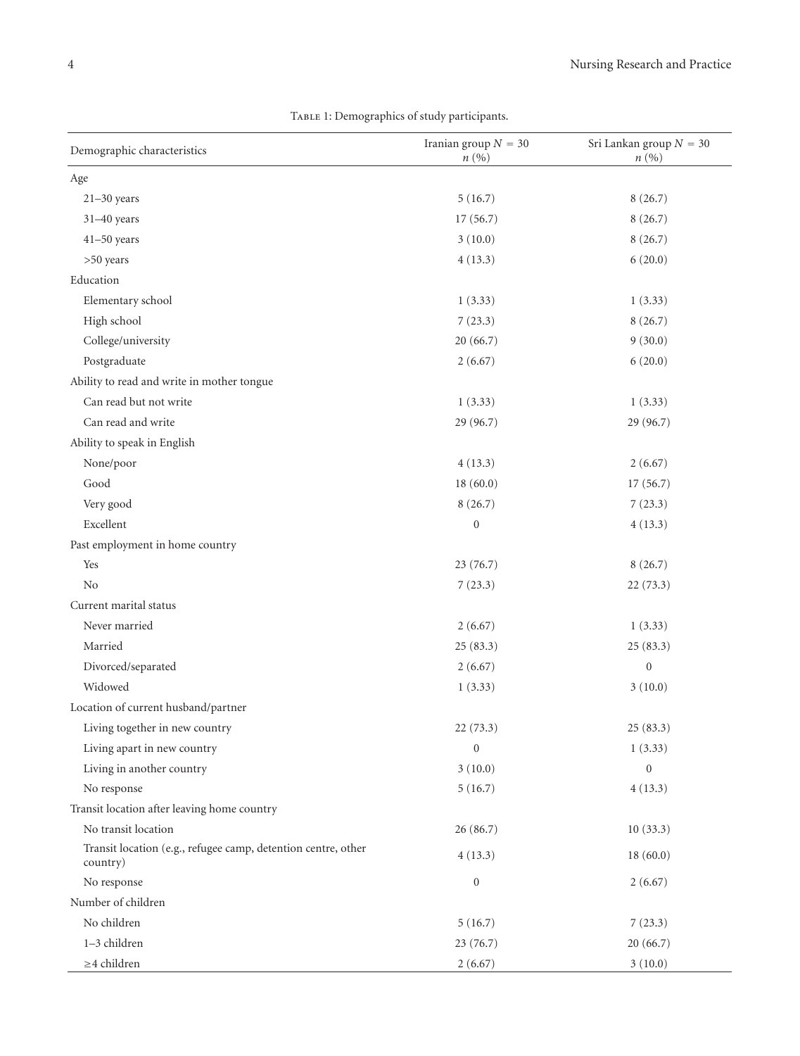Table 1: Demographics of study participants.

| Demographic characteristics | Iranian group $N = 30$ $n$ (%) | Sri Lankan group $N = 30$ $n$ (%) |
|---|---|---|
| Age | | |
| 21–30 years | 5 (16.7) | 8 (26.7) |
| 31–40 years | 17 (56.7) | 8 (26.7) |
| 41–50 years | 3 (10.0) | 8 (26.7) |
| >50 years | 4 (13.3) | 6 (20.0) |
| Education | | |
| Elementary school | 1 (3.33) | 1 (3.33) |
| High school | 7 (23.3) | 8 (26.7) |
| College/university | 20 (66.7) | 9 (30.0) |
| Postgraduate | 2 (6.67) | 6 (20.0) |
| Ability to read and write in mother tongue | | |
| Can read but not write | 1 (3.33) | 1 (3.33) |
| Can read and write | 29 (96.7) | 29 (96.7) |
| Ability to speak in English | | |
| None/poor | 4 (13.3) | 2 (6.67) |
| Good | 18 (60.0) | 17 (56.7) |
| Very good | 8 (26.7) | 7 (23.3) |
| Excellent | 0 | 4 (13.3) |
| Past employment in home country | | |
| Yes | 23 (76.7) | 8 (26.7) |
| No | 7 (23.3) | 22 (73.3) |
| Current marital status | | |
| Never married | 2 (6.67) | 1 (3.33) |
| Married | 25 (83.3) | 25 (83.3) |
| Divorced/separated | 2 (6.67) | 0 |
| Widowed | 1 (3.33) | 3 (10.0) |
| Location of current husband/partner | | |
| Living together in new country | 22 (73.3) | 25 (83.3) |
| Living apart in new country | 0 | 1 (3.33) |
| Living in another country | 3 (10.0) | 0 |
| No response | 5 (16.7) | 4 (13.3) |
| Transit location after leaving home country | | |
| No transit location | 26 (86.7) | 10 (33.3) |
| Transit location (e.g., refugee camp, detention centre, other country) | 4 (13.3) | 18 (60.0) |
| No response | 0 | 2 (6.67) |
| Number of children | | |
| No children | 5 (16.7) | 7 (23.3) |
| 1–3 children | 23 (76.7) | 20 (66.7) |
| ≥4 children | 2 (6.67) | 3 (10.0) |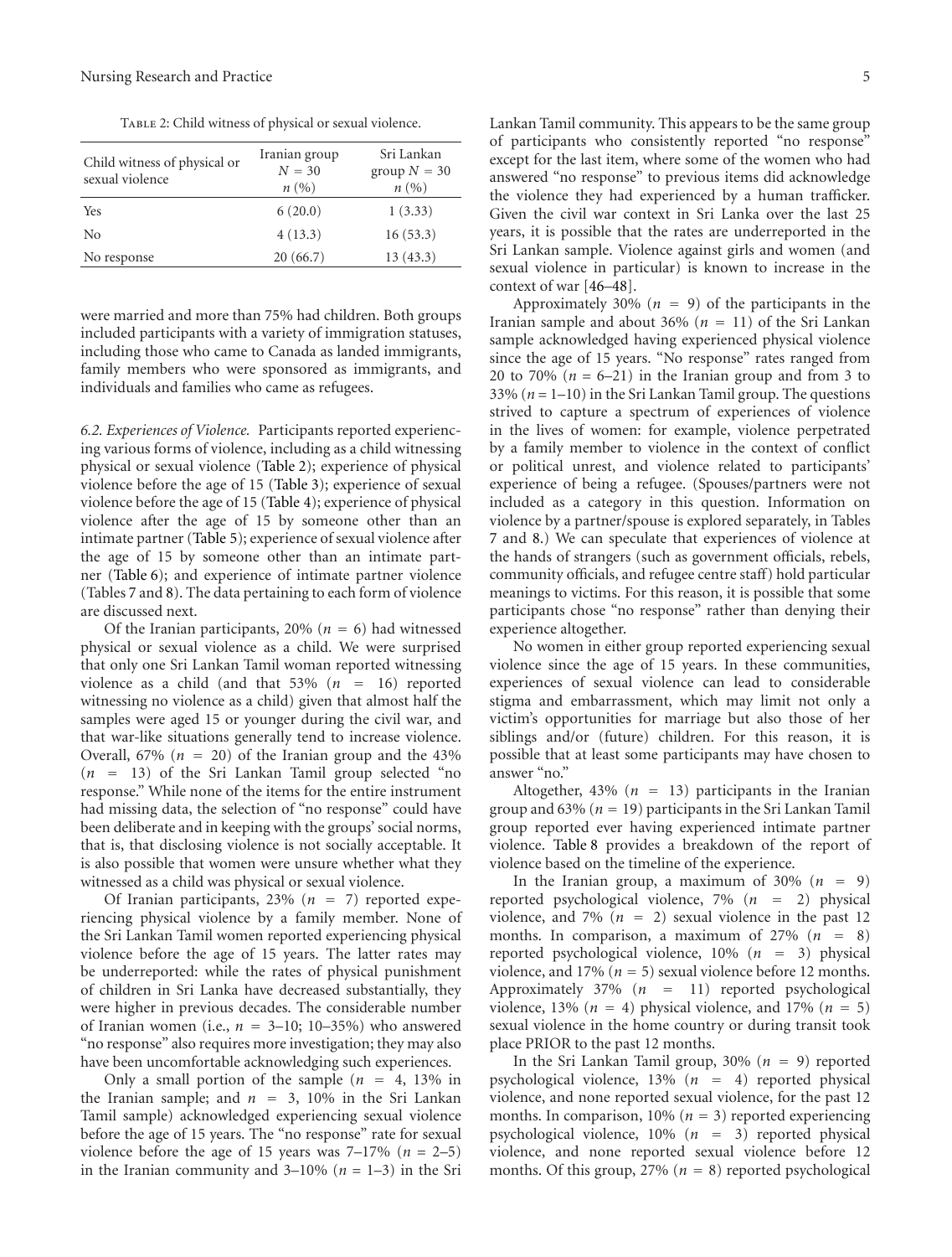Table 2: Child witness of physical or sexual violence.

| Child witness of physical or sexual violence | Iranian group $N = 30$ $n$ (%) | Sri Lankan group $N = 30$ $n$ (%) |
|---|---|---|
| Yes | 6 (20.0) | 1 (3.33) |
| No | 4 (13.3) | 16 (53.3) |
| No response | 20 (66.7) | 13 (43.3) |

were married and more than 75% had children. Both groups included participants with a variety of immigration statuses, including those who came to Canada as landed immigrants, family members who were sponsored as immigrants, and individuals and families who came as refugees.

*6.2. Experiences of Violence.* Participants reported experiencing various forms of violence, including as a child witnessing physical or sexual violence (Table 2); experience of physical violence before the age of 15 (Table 3); experience of sexual violence before the age of 15 (Table 4); experience of physical violence after the age of 15 by someone other than an intimate partner (Table 5); experience of sexual violence after the age of 15 by someone other than an intimate partner (Table 6); and experience of intimate partner violence (Tables 7 and 8). The data pertaining to each form of violence are discussed next.

Of the Iranian participants, 20% ($n = 6$) had witnessed physical or sexual violence as a child. We were surprised that only one Sri Lankan Tamil woman reported witnessing violence as a child (and that 53% ($n = 16$) reported witnessing no violence as a child) given that almost half the samples were aged 15 or younger during the civil war, and that war-like situations generally tend to increase violence. Overall, 67% ($n = 20$) of the Iranian group and the 43% ($n = 13$) of the Sri Lankan Tamil group selected "no response." While none of the items for the entire instrument had missing data, the selection of "no response" could have been deliberate and in keeping with the groups' social norms, that is, that disclosing violence is not socially acceptable. It is also possible that women were unsure whether what they witnessed as a child was physical or sexual violence.

Of Iranian participants, 23% ($n = 7$) reported experiencing physical violence by a family member. None of the Sri Lankan Tamil women reported experiencing physical violence before the age of 15 years. The latter rates may be underreported: while the rates of physical punishment of children in Sri Lanka have decreased substantially, they were higher in previous decades. The considerable number of Iranian women (i.e., $n = 3$–10; 10–35%) who answered "no response" also requires more investigation; they may also have been uncomfortable acknowledging such experiences.

Only a small portion of the sample ($n = 4$, 13% in the Iranian sample; and $n = 3$, 10% in the Sri Lankan Tamil sample) acknowledged experiencing sexual violence before the age of 15 years. The "no response" rate for sexual violence before the age of 15 years was 7–17% ($n = 2$–5) in the Iranian community and 3–10% ($n = 1$–3) in the Sri Lankan Tamil community. This appears to be the same group of participants who consistently reported "no response" except for the last item, where some of the women who had answered "no response" to previous items did acknowledge the violence they had experienced by a human trafficker. Given the civil war context in Sri Lanka over the last 25 years, it is possible that the rates are underreported in the Sri Lankan sample. Violence against girls and women (and sexual violence in particular) is known to increase in the context of war [46–48].

Approximately 30% ($n = 9$) of the participants in the Iranian sample and about 36% ($n = 11$) of the Sri Lankan sample acknowledged having experienced physical violence since the age of 15 years. "No response" rates ranged from 20 to 70% ($n = 6$–21) in the Iranian group and from 3 to 33% ($n = 1$–10) in the Sri Lankan Tamil group. The questions strived to capture a spectrum of experiences of violence in the lives of women: for example, violence perpetrated by a family member to violence in the context of conflict or political unrest, and violence related to participants' experience of being a refugee. (Spouses/partners were not included as a category in this question. Information on violence by a partner/spouse is explored separately, in Tables 7 and 8.) We can speculate that experiences of violence at the hands of strangers (such as government officials, rebels, community officials, and refugee centre staff) hold particular meanings to victims. For this reason, it is possible that some participants chose "no response" rather than denying their experience altogether.

No women in either group reported experiencing sexual violence since the age of 15 years. In these communities, experiences of sexual violence can lead to considerable stigma and embarrassment, which may limit not only a victim's opportunities for marriage but also those of her siblings and/or (future) children. For this reason, it is possible that at least some participants may have chosen to answer "no."

Altogether, 43% ($n = 13$) participants in the Iranian group and 63% ($n = 19$) participants in the Sri Lankan Tamil group reported ever having experienced intimate partner violence. Table 8 provides a breakdown of the report of violence based on the timeline of the experience.

In the Iranian group, a maximum of 30% ($n = 9$) reported psychological violence, 7% ($n = 2$) physical violence, and 7% ($n = 2$) sexual violence in the past 12 months. In comparison, a maximum of 27% ($n = 8$) reported psychological violence, 10% ($n = 3$) physical violence, and 17% ($n = 5$) sexual violence before 12 months. Approximately 37% ($n = 11$) reported psychological violence, 13% ($n = 4$) physical violence, and 17% ($n = 5$) sexual violence in the home country or during transit took place PRIOR to the past 12 months.

In the Sri Lankan Tamil group, 30% ($n = 9$) reported psychological violence, 13% ($n = 4$) reported physical violence, and none reported sexual violence, for the past 12 months. In comparison, 10% ($n = 3$) reported experiencing psychological violence, 10% ($n = 3$) reported physical violence, and none reported sexual violence before 12 months. Of this group, 27% ($n = 8$) reported psychological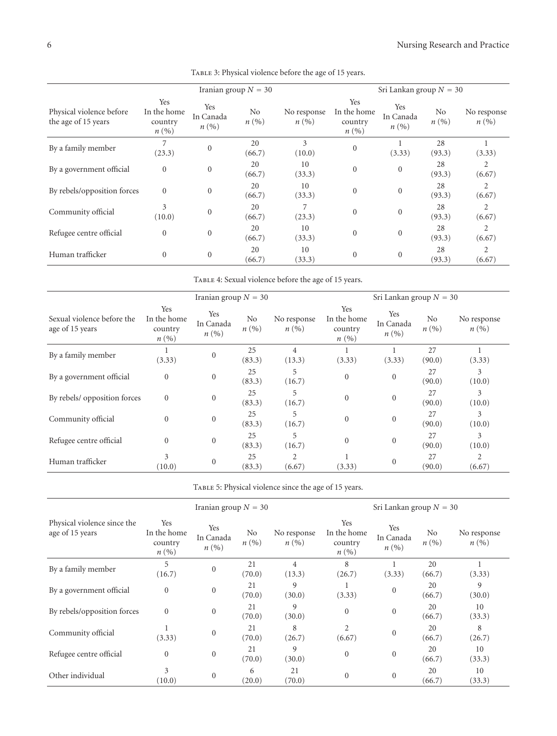Table 3: Physical violence before the age of 15 years.

| Physical violence before the age of 15 years | Iranian group $N = 30$ | | | | Sri Lankan group $N = 30$ | | | |
|---|---|---|---|---|---|---|---|---|
| | Yes In the home country $n$ (%) | Yes In Canada $n$ (%) | No $n$ (%) | No response $n$ (%) | Yes In the home country $n$ (%) | Yes In Canada $n$ (%) | No $n$ (%) | No response $n$ (%) |
| By a family member | 7 (23.3) | 0 | 20 (66.7) | 3 (10.0) | 0 | 1 (3.33) | 28 (93.3) | 1 (3.33) |
| By a government official | 0 | 0 | 20 (66.7) | 10 (33.3) | 0 | 0 | 28 (93.3) | 2 (6.67) |
| By rebels/opposition forces | 0 | 0 | 20 (66.7) | 10 (33.3) | 0 | 0 | 28 (93.3) | 2 (6.67) |
| Community official | 3 (10.0) | 0 | 20 (66.7) | 7 (23.3) | 0 | 0 | 28 (93.3) | 2 (6.67) |
| Refugee centre official | 0 | 0 | 20 (66.7) | 10 (33.3) | 0 | 0 | 28 (93.3) | 2 (6.67) |
| Human trafficker | 0 | 0 | 20 (66.7) | 10 (33.3) | 0 | 0 | 28 (93.3) | 2 (6.67) |

Table 4: Sexual violence before the age of 15 years.

| Sexual violence before the age of 15 years | Iranian group $N = 30$ | | | | Sri Lankan group $N = 30$ | | | |
|---|---|---|---|---|---|---|---|---|
| | Yes In the home country $n$ (%) | Yes In Canada $n$ (%) | No $n$ (%) | No response $n$ (%) | Yes In the home country $n$ (%) | Yes In Canada $n$ (%) | No $n$ (%) | No response $n$ (%) |
| By a family member | 1 (3.33) | 0 | 25 (83.3) | 4 (13.3) | 1 (3.33) | 1 (3.33) | 27 (90.0) | 1 (3.33) |
| By a government official | 0 | 0 | 25 (83.3) | 5 (16.7) | 0 | 0 | 27 (90.0) | 3 (10.0) |
| By rebels/ opposition forces | 0 | 0 | 25 (83.3) | 5 (16.7) | 0 | 0 | 27 (90.0) | 3 (10.0) |
| Community official | 0 | 0 | 25 (83.3) | 5 (16.7) | 0 | 0 | 27 (90.0) | 3 (10.0) |
| Refugee centre official | 0 | 0 | 25 (83.3) | 5 (16.7) | 0 | 0 | 27 (90.0) | 3 (10.0) |
| Human trafficker | 3 (10.0) | 0 | 25 (83.3) | 2 (6.67) | 1 (3.33) | 0 | 27 (90.0) | 2 (6.67) |

Table 5: Physical violence since the age of 15 years.

| Physical violence since the age of 15 years | Iranian group $N = 30$ | | | | Sri Lankan group $N = 30$ | | | |
|---|---|---|---|---|---|---|---|---|
| | Yes In the home country $n$ (%) | Yes In Canada $n$ (%) | No $n$ (%) | No response $n$ (%) | Yes In the home country $n$ (%) | Yes In Canada $n$ (%) | No $n$ (%) | No response $n$ (%) |
| By a family member | 5 (16.7) | 0 | 21 (70.0) | 4 (13.3) | 8 (26.7) | 1 (3.33) | 20 (66.7) | 1 (3.33) |
| By a government official | 0 | 0 | 21 (70.0) | 9 (30.0) | 1 (3.33) | 0 | 20 (66.7) | 9 (30.0) |
| By rebels/opposition forces | 0 | 0 | 21 (70.0) | 9 (30.0) | 0 | 0 | 20 (66.7) | 10 (33.3) |
| Community official | 1 (3.33) | 0 | 21 (70.0) | 8 (26.7) | 2 (6.67) | 0 | 20 (66.7) | 8 (26.7) |
| Refugee centre official | 0 | 0 | 21 (70.0) | 9 (30.0) | 0 | 0 | 20 (66.7) | 10 (33.3) |
| Other individual | 3 (10.0) | 0 | 6 (20.0) | 21 (70.0) | 0 | 0 | 20 (66.7) | 10 (33.3) |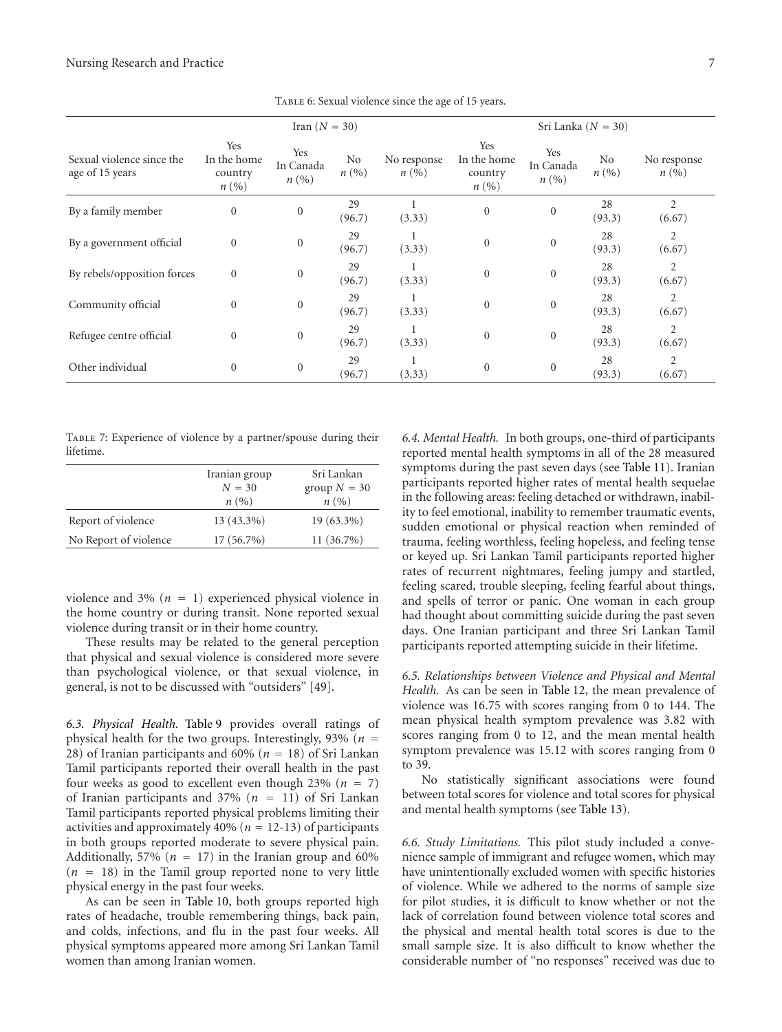Table 6: Sexual violence since the age of 15 years.

| Sexual violence since the age of 15 years | Iran ($N = 30$) | | | | Sri Lanka ($N = 30$) | | | |
|---|---|---|---|---|---|---|---|---|
| | Yes In the home country $n$ (%) | Yes In Canada $n$ (%) | No $n$ (%) | No response $n$ (%) | Yes In the home country $n$ (%) | Yes In Canada $n$ (%) | No $n$ (%) | No response $n$ (%) |
| By a family member | 0 | 0 | 29 (96.7) | 1 (3.33) | 0 | 0 | 28 (93.3) | 2 (6.67) |
| By a government official | 0 | 0 | 29 (96.7) | 1 (3.33) | 0 | 0 | 28 (93.3) | 2 (6.67) |
| By rebels/opposition forces | 0 | 0 | 29 (96.7) | 1 (3.33) | 0 | 0 | 28 (93.3) | 2 (6.67) |
| Community official | 0 | 0 | 29 (96.7) | 1 (3.33) | 0 | 0 | 28 (93.3) | 2 (6.67) |
| Refugee centre official | 0 | 0 | 29 (96.7) | 1 (3.33) | 0 | 0 | 28 (93.3) | 2 (6.67) |
| Other individual | 0 | 0 | 29 (96.7) | 1 (3.33) | 0 | 0 | 28 (93.3) | 2 (6.67) |

Table 7: Experience of violence by a partner/spouse during their lifetime.

| | Iranian group $N = 30$ $n$ (%) | Sri Lankan group $N = 30$ $n$ (%) |
|---|---|---|
| Report of violence | 13 (43.3%) | 19 (63.3%) |
| No Report of violence | 17 (56.7%) | 11 (36.7%) |

violence and 3% ($n = 1$) experienced physical violence in the home country or during transit. None reported sexual violence during transit or in their home country.

These results may be related to the general perception that physical and sexual violence is considered more severe than psychological violence, or that sexual violence, in general, is not to be discussed with "outsiders" [49].

*6.3. Physical Health.* Table 9 provides overall ratings of physical health for the two groups. Interestingly, 93% ($n = 28$) of Iranian participants and 60% ($n = 18$) of Sri Lankan Tamil participants reported their overall health in the past four weeks as good to excellent even though 23% ($n = 7$) of Iranian participants and 37% ($n = 11$) of Sri Lankan Tamil participants reported physical problems limiting their activities and approximately 40% ($n = 12$-$13$) of participants in both groups reported moderate to severe physical pain. Additionally, 57% ($n = 17$) in the Iranian group and 60% ($n = 18$) in the Tamil group reported none to very little physical energy in the past four weeks.

As can be seen in Table 10, both groups reported high rates of headache, trouble remembering things, back pain, and colds, infections, and flu in the past four weeks. All physical symptoms appeared more among Sri Lankan Tamil women than among Iranian women.

*6.4. Mental Health.* In both groups, one-third of participants reported mental health symptoms in all of the 28 measured symptoms during the past seven days (see Table 11). Iranian participants reported higher rates of mental health sequelae in the following areas: feeling detached or withdrawn, inability to feel emotional, inability to remember traumatic events, sudden emotional or physical reaction when reminded of trauma, feeling worthless, feeling hopeless, and feeling tense or keyed up. Sri Lankan Tamil participants reported higher rates of recurrent nightmares, feeling jumpy and startled, feeling scared, trouble sleeping, feeling fearful about things, and spells of terror or panic. One woman in each group had thought about committing suicide during the past seven days. One Iranian participant and three Sri Lankan Tamil participants reported attempting suicide in their lifetime.

*6.5. Relationships between Violence and Physical and Mental Health.* As can be seen in Table 12, the mean prevalence of violence was 16.75 with scores ranging from 0 to 144. The mean physical health symptom prevalence was 3.82 with scores ranging from 0 to 12, and the mean mental health symptom prevalence was 15.12 with scores ranging from 0 to 39.

No statistically significant associations were found between total scores for violence and total scores for physical and mental health symptoms (see Table 13).

*6.6. Study Limitations.* This pilot study included a convenience sample of immigrant and refugee women, which may have unintentionally excluded women with specific histories of violence. While we adhered to the norms of sample size for pilot studies, it is difficult to know whether or not the lack of correlation found between violence total scores and the physical and mental health total scores is due to the small sample size. It is also difficult to know whether the considerable number of "no responses" received was due to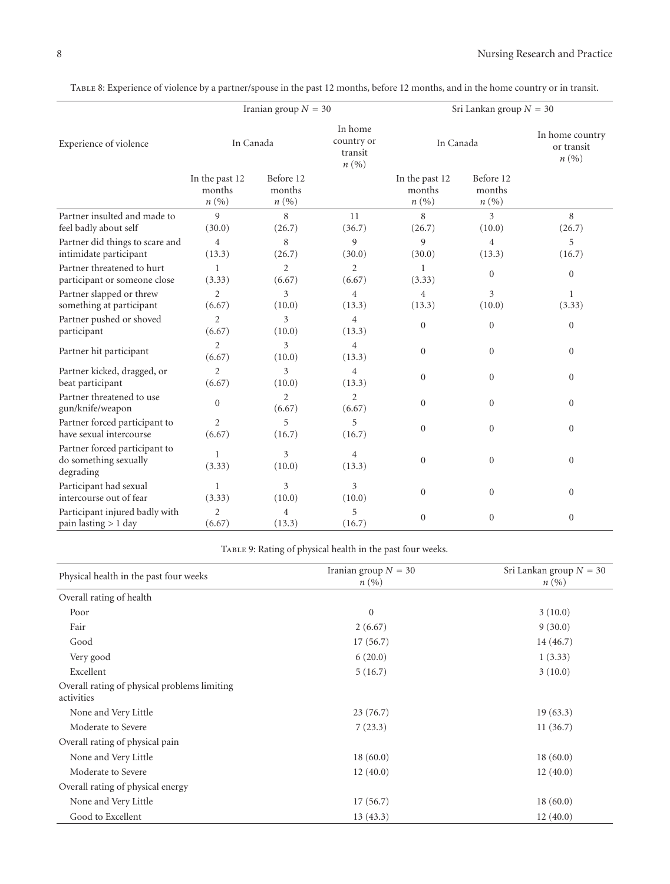Table 8: Experience of violence by a partner/spouse in the past 12 months, before 12 months, and in the home country or in transit.

| Experience of violence | Iranian group $N = 30$ | | | Sri Lankan group $N = 30$ | | |
|---|---|---|---|---|---|---|
| | In Canada | | In home country or transit $n$ (%) | In Canada | | In home country or transit $n$ (%) |
| | In the past 12 months $n$ (%) | Before 12 months $n$ (%) | | In the past 12 months $n$ (%) | Before 12 months $n$ (%) | |
| Partner insulted and made to feel badly about self | 9 (30.0) | 8 (26.7) | 11 (36.7) | 8 (26.7) | 3 (10.0) | 8 (26.7) |
| Partner did things to scare and intimidate participant | 4 (13.3) | 8 (26.7) | 9 (30.0) | 9 (30.0) | 4 (13.3) | 5 (16.7) |
| Partner threatened to hurt participant or someone close | 1 (3.33) | 2 (6.67) | 2 (6.67) | 1 (3.33) | 0 | 0 |
| Partner slapped or threw something at participant | 2 (6.67) | 3 (10.0) | 4 (13.3) | 4 (13.3) | 3 (10.0) | 1 (3.33) |
| Partner pushed or shoved participant | 2 (6.67) | 3 (10.0) | 4 (13.3) | 0 | 0 | 0 |
| Partner hit participant | 2 (6.67) | 3 (10.0) | 4 (13.3) | 0 | 0 | 0 |
| Partner kicked, dragged, or beat participant | 2 (6.67) | 3 (10.0) | 4 (13.3) | 0 | 0 | 0 |
| Partner threatened to use gun/knife/weapon | 0 | 2 (6.67) | 2 (6.67) | 0 | 0 | 0 |
| Partner forced participant to have sexual intercourse | 2 (6.67) | 5 (16.7) | 5 (16.7) | 0 | 0 | 0 |
| Partner forced participant to do something sexually degrading | 1 (3.33) | 3 (10.0) | 4 (13.3) | 0 | 0 | 0 |
| Participant had sexual intercourse out of fear | 1 (3.33) | 3 (10.0) | 3 (10.0) | 0 | 0 | 0 |
| Participant injured badly with pain lasting > 1 day | 2 (6.67) | 4 (13.3) | 5 (16.7) | 0 | 0 | 0 |

Table 9: Rating of physical health in the past four weeks.

| Physical health in the past four weeks | Iranian group $N = 30$ $n$ (%) | Sri Lankan group $N = 30$ $n$ (%) |
|---|---|---|
| Overall rating of health | | |
| Poor | 0 | 3 (10.0) |
| Fair | 2 (6.67) | 9 (30.0) |
| Good | 17 (56.7) | 14 (46.7) |
| Very good | 6 (20.0) | 1 (3.33) |
| Excellent | 5 (16.7) | 3 (10.0) |
| Overall rating of physical problems limiting activities | | |
| None and Very Little | 23 (76.7) | 19 (63.3) |
| Moderate to Severe | 7 (23.3) | 11 (36.7) |
| Overall rating of physical pain | | |
| None and Very Little | 18 (60.0) | 18 (60.0) |
| Moderate to Severe | 12 (40.0) | 12 (40.0) |
| Overall rating of physical energy | | |
| None and Very Little | 17 (56.7) | 18 (60.0) |
| Good to Excellent | 13 (43.3) | 12 (40.0) |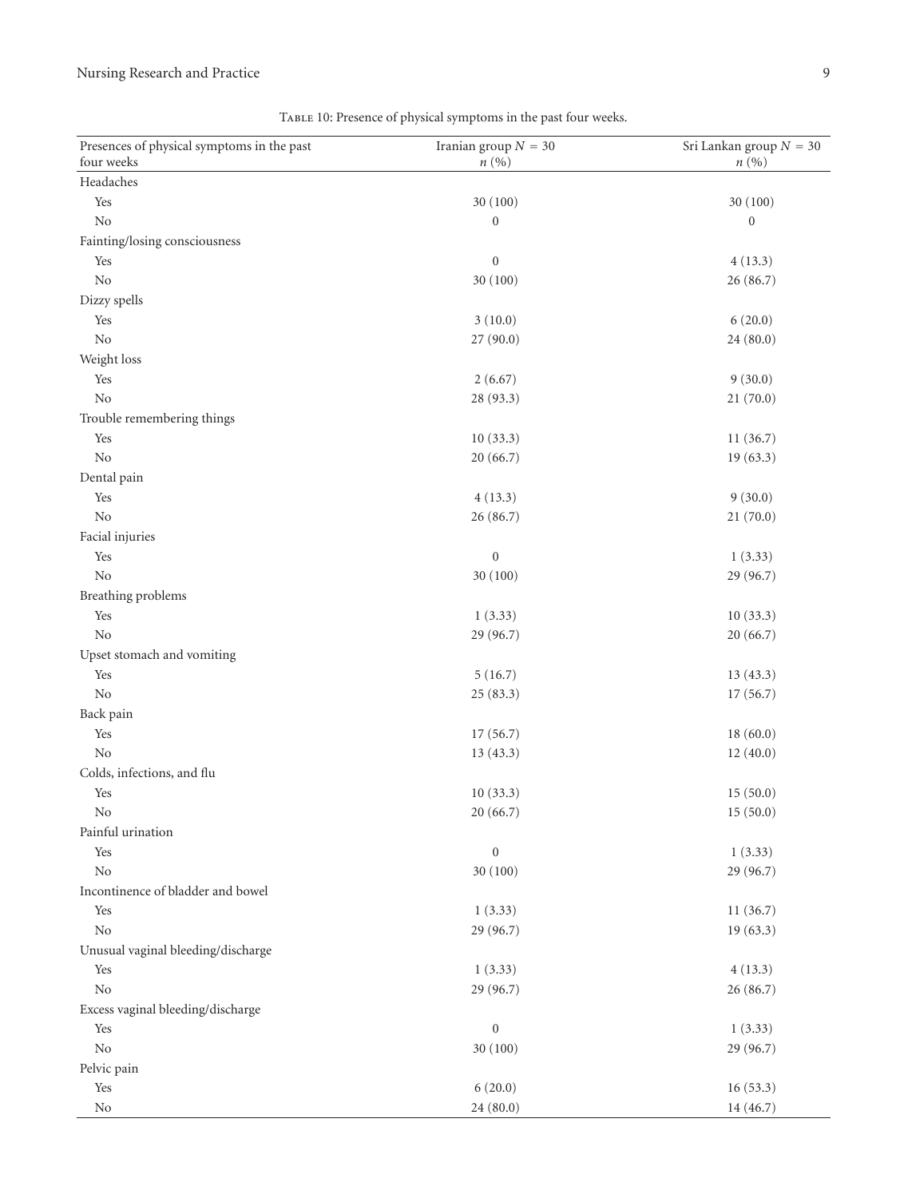Table 10: Presence of physical symptoms in the past four weeks.

| Presences of physical symptoms in the past four weeks | Iranian group $N = 30$ $n$ (%) | Sri Lankan group $N = 30$ $n$ (%) |
|---|---|---|
| Headaches | | |
| Yes | 30 (100) | 30 (100) |
| No | 0 | 0 |
| Fainting/losing consciousness | | |
| Yes | 0 | 4 (13.3) |
| No | 30 (100) | 26 (86.7) |
| Dizzy spells | | |
| Yes | 3 (10.0) | 6 (20.0) |
| No | 27 (90.0) | 24 (80.0) |
| Weight loss | | |
| Yes | 2 (6.67) | 9 (30.0) |
| No | 28 (93.3) | 21 (70.0) |
| Trouble remembering things | | |
| Yes | 10 (33.3) | 11 (36.7) |
| No | 20 (66.7) | 19 (63.3) |
| Dental pain | | |
| Yes | 4 (13.3) | 9 (30.0) |
| No | 26 (86.7) | 21 (70.0) |
| Facial injuries | | |
| Yes | 0 | 1 (3.33) |
| No | 30 (100) | 29 (96.7) |
| Breathing problems | | |
| Yes | 1 (3.33) | 10 (33.3) |
| No | 29 (96.7) | 20 (66.7) |
| Upset stomach and vomiting | | |
| Yes | 5 (16.7) | 13 (43.3) |
| No | 25 (83.3) | 17 (56.7) |
| Back pain | | |
| Yes | 17 (56.7) | 18 (60.0) |
| No | 13 (43.3) | 12 (40.0) |
| Colds, infections, and flu | | |
| Yes | 10 (33.3) | 15 (50.0) |
| No | 20 (66.7) | 15 (50.0) |
| Painful urination | | |
| Yes | 0 | 1 (3.33) |
| No | 30 (100) | 29 (96.7) |
| Incontinence of bladder and bowel | | |
| Yes | 1 (3.33) | 11 (36.7) |
| No | 29 (96.7) | 19 (63.3) |
| Unusual vaginal bleeding/discharge | | |
| Yes | 1 (3.33) | 4 (13.3) |
| No | 29 (96.7) | 26 (86.7) |
| Excess vaginal bleeding/discharge | | |
| Yes | 0 | 1 (3.33) |
| No | 30 (100) | 29 (96.7) |
| Pelvic pain | | |
| Yes | 6 (20.0) | 16 (53.3) |
| No | 24 (80.0) | 14 (46.7) |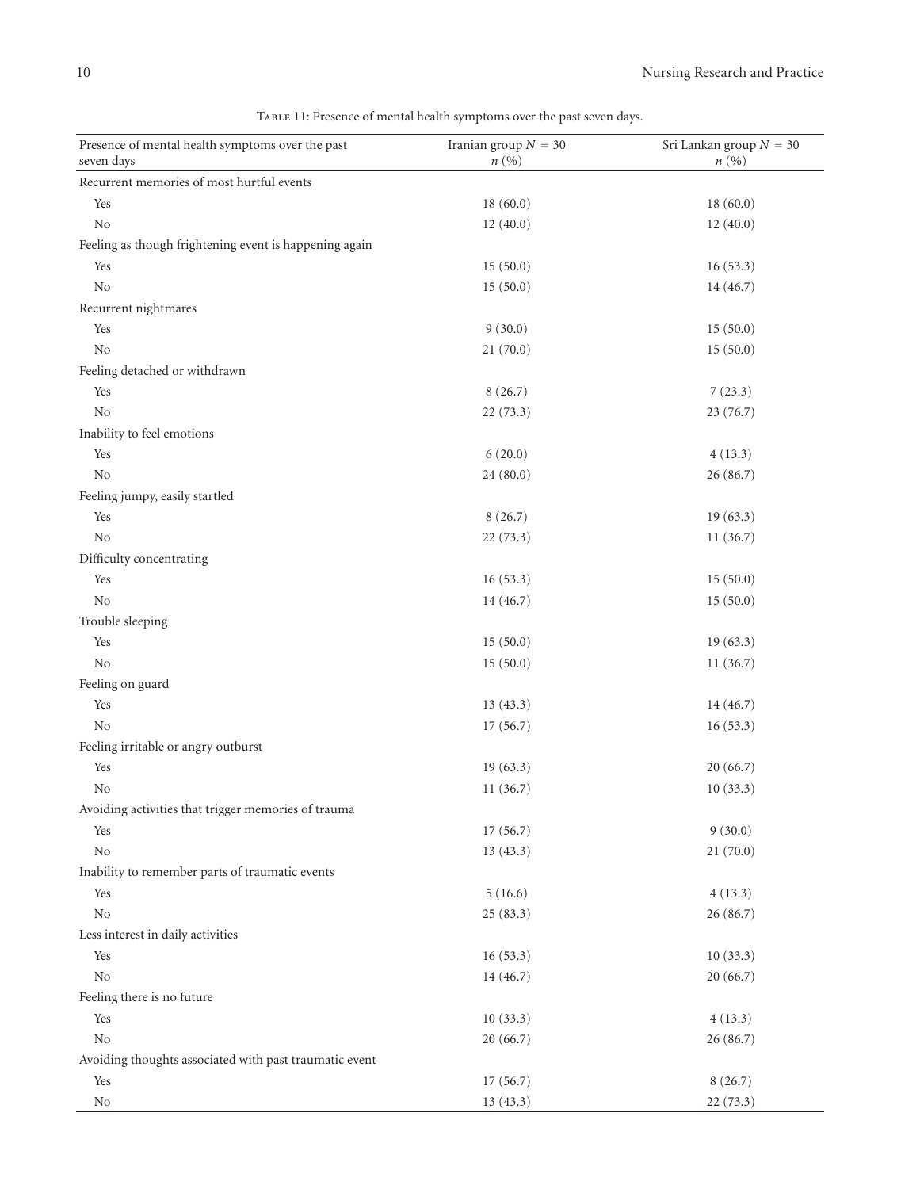Table 11: Presence of mental health symptoms over the past seven days.

| Presence of mental health symptoms over the past seven days | Iranian group $N = 30$ $n$ (%) | Sri Lankan group $N = 30$ $n$ (%) |
|---|---|---|
| Recurrent memories of most hurtful events | | |
| Yes | 18 (60.0) | 18 (60.0) |
| No | 12 (40.0) | 12 (40.0) |
| Feeling as though frightening event is happening again | | |
| Yes | 15 (50.0) | 16 (53.3) |
| No | 15 (50.0) | 14 (46.7) |
| Recurrent nightmares | | |
| Yes | 9 (30.0) | 15 (50.0) |
| No | 21 (70.0) | 15 (50.0) |
| Feeling detached or withdrawn | | |
| Yes | 8 (26.7) | 7 (23.3) |
| No | 22 (73.3) | 23 (76.7) |
| Inability to feel emotions | | |
| Yes | 6 (20.0) | 4 (13.3) |
| No | 24 (80.0) | 26 (86.7) |
| Feeling jumpy, easily startled | | |
| Yes | 8 (26.7) | 19 (63.3) |
| No | 22 (73.3) | 11 (36.7) |
| Difficulty concentrating | | |
| Yes | 16 (53.3) | 15 (50.0) |
| No | 14 (46.7) | 15 (50.0) |
| Trouble sleeping | | |
| Yes | 15 (50.0) | 19 (63.3) |
| No | 15 (50.0) | 11 (36.7) |
| Feeling on guard | | |
| Yes | 13 (43.3) | 14 (46.7) |
| No | 17 (56.7) | 16 (53.3) |
| Feeling irritable or angry outburst | | |
| Yes | 19 (63.3) | 20 (66.7) |
| No | 11 (36.7) | 10 (33.3) |
| Avoiding activities that trigger memories of trauma | | |
| Yes | 17 (56.7) | 9 (30.0) |
| No | 13 (43.3) | 21 (70.0) |
| Inability to remember parts of traumatic events | | |
| Yes | 5 (16.6) | 4 (13.3) |
| No | 25 (83.3) | 26 (86.7) |
| Less interest in daily activities | | |
| Yes | 16 (53.3) | 10 (33.3) |
| No | 14 (46.7) | 20 (66.7) |
| Feeling there is no future | | |
| Yes | 10 (33.3) | 4 (13.3) |
| No | 20 (66.7) | 26 (86.7) |
| Avoiding thoughts associated with past traumatic event | | |
| Yes | 17 (56.7) | 8 (26.7) |
| No | 13 (43.3) | 22 (73.3) |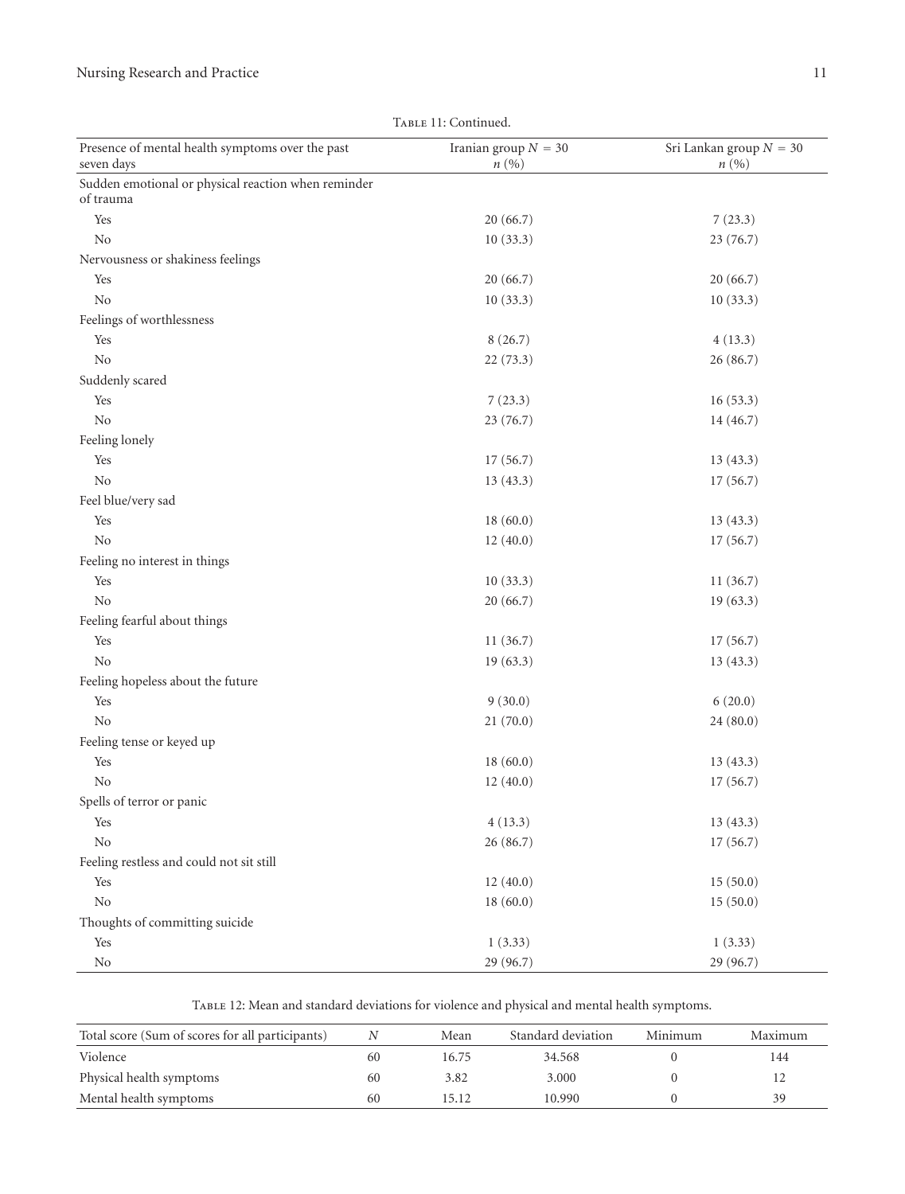Table 11: Continued.

| Presence of mental health symptoms over the past seven days | Iranian group $N = 30$ $n$ (%) | Sri Lankan group $N = 30$ $n$ (%) |
|---|---|---|
| Sudden emotional or physical reaction when reminder of trauma | | |
| Yes | 20 (66.7) | 7 (23.3) |
| No | 10 (33.3) | 23 (76.7) |
| Nervousness or shakiness feelings | | |
| Yes | 20 (66.7) | 20 (66.7) |
| No | 10 (33.3) | 10 (33.3) |
| Feelings of worthlessness | | |
| Yes | 8 (26.7) | 4 (13.3) |
| No | 22 (73.3) | 26 (86.7) |
| Suddenly scared | | |
| Yes | 7 (23.3) | 16 (53.3) |
| No | 23 (76.7) | 14 (46.7) |
| Feeling lonely | | |
| Yes | 17 (56.7) | 13 (43.3) |
| No | 13 (43.3) | 17 (56.7) |
| Feel blue/very sad | | |
| Yes | 18 (60.0) | 13 (43.3) |
| No | 12 (40.0) | 17 (56.7) |
| Feeling no interest in things | | |
| Yes | 10 (33.3) | 11 (36.7) |
| No | 20 (66.7) | 19 (63.3) |
| Feeling fearful about things | | |
| Yes | 11 (36.7) | 17 (56.7) |
| No | 19 (63.3) | 13 (43.3) |
| Feeling hopeless about the future | | |
| Yes | 9 (30.0) | 6 (20.0) |
| No | 21 (70.0) | 24 (80.0) |
| Feeling tense or keyed up | | |
| Yes | 18 (60.0) | 13 (43.3) |
| No | 12 (40.0) | 17 (56.7) |
| Spells of terror or panic | | |
| Yes | 4 (13.3) | 13 (43.3) |
| No | 26 (86.7) | 17 (56.7) |
| Feeling restless and could not sit still | | |
| Yes | 12 (40.0) | 15 (50.0) |
| No | 18 (60.0) | 15 (50.0) |
| Thoughts of committing suicide | | |
| Yes | 1 (3.33) | 1 (3.33) |
| No | 29 (96.7) | 29 (96.7) |

Table 12: Mean and standard deviations for violence and physical and mental health symptoms.

| Total score (Sum of scores for all participants) | $N$ | Mean | Standard deviation | Minimum | Maximum |
|---|---|---|---|---|---|
| Violence | 60 | 16.75 | 34.568 | 0 | 144 |
| Physical health symptoms | 60 | 3.82 | 3.000 | 0 | 12 |
| Mental health symptoms | 60 | 15.12 | 10.990 | 0 | 39 |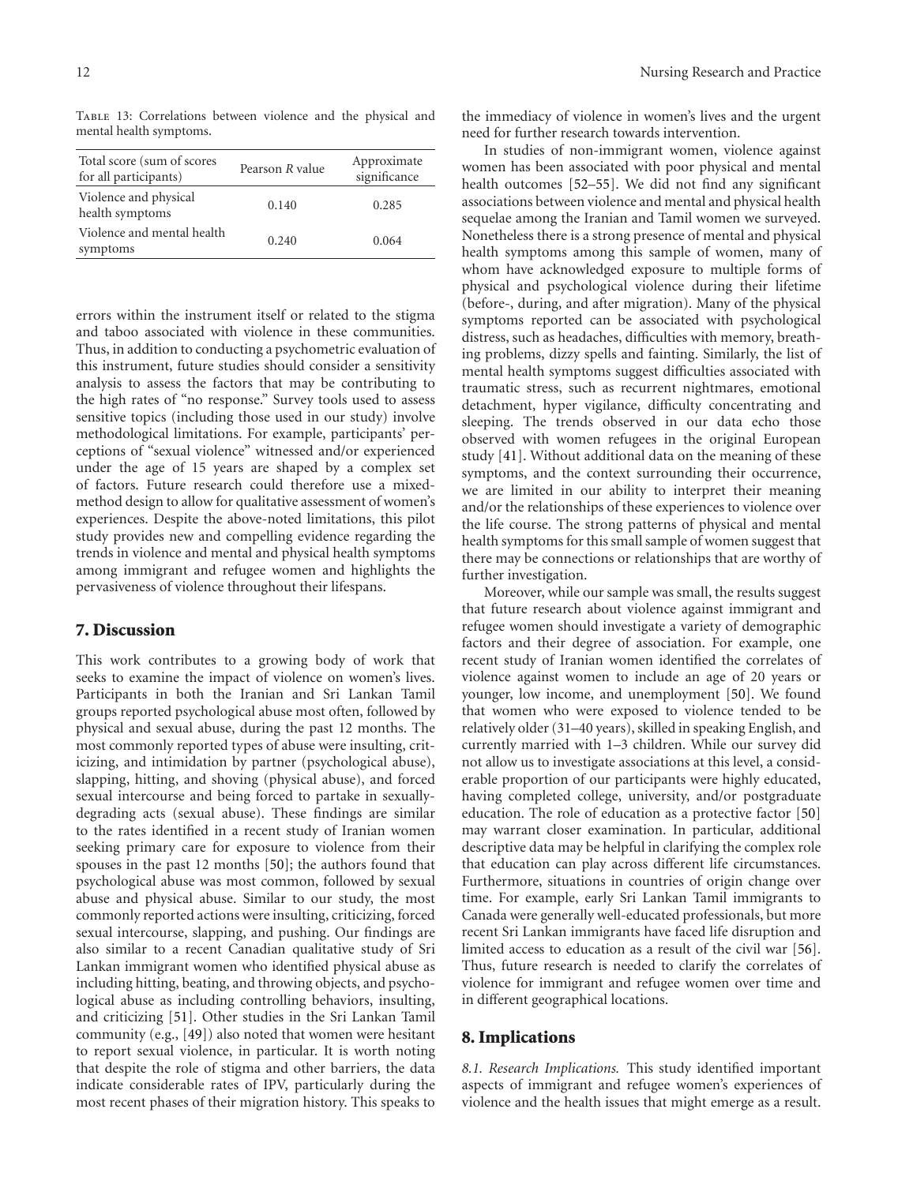Table 13: Correlations between violence and the physical and mental health symptoms.

| Total score (sum of scores for all participants) | Pearson $R$ value | Approximate significance |
|---|---|---|
| Violence and physical health symptoms | 0.140 | 0.285 |
| Violence and mental health symptoms | 0.240 | 0.064 |

errors within the instrument itself or related to the stigma and taboo associated with violence in these communities. Thus, in addition to conducting a psychometric evaluation of this instrument, future studies should consider a sensitivity analysis to assess the factors that may be contributing to the high rates of "no response." Survey tools used to assess sensitive topics (including those used in our study) involve methodological limitations. For example, participants' perceptions of "sexual violence" witnessed and/or experienced under the age of 15 years are shaped by a complex set of factors. Future research could therefore use a mixed-method design to allow for qualitative assessment of women's experiences. Despite the above-noted limitations, this pilot study provides new and compelling evidence regarding the trends in violence and mental and physical health symptoms among immigrant and refugee women and highlights the pervasiveness of violence throughout their lifespans.

## 7. Discussion

This work contributes to a growing body of work that seeks to examine the impact of violence on women's lives. Participants in both the Iranian and Sri Lankan Tamil groups reported psychological abuse most often, followed by physical and sexual abuse, during the past 12 months. The most commonly reported types of abuse were insulting, criticizing, and intimidation by partner (psychological abuse), slapping, hitting, and shoving (physical abuse), and forced sexual intercourse and being forced to partake in sexually-degrading acts (sexual abuse). These findings are similar to the rates identified in a recent study of Iranian women seeking primary care for exposure to violence from their spouses in the past 12 months [50]; the authors found that psychological abuse was most common, followed by sexual abuse and physical abuse. Similar to our study, the most commonly reported actions were insulting, criticizing, forced sexual intercourse, slapping, and pushing. Our findings are also similar to a recent Canadian qualitative study of Sri Lankan immigrant women who identified physical abuse as including hitting, beating, and throwing objects, and psychological abuse as including controlling behaviors, insulting, and criticizing [51]. Other studies in the Sri Lankan Tamil community (e.g., [49]) also noted that women were hesitant to report sexual violence, in particular. It is worth noting that despite the role of stigma and other barriers, the data indicate considerable rates of IPV, particularly during the most recent phases of their migration history. This speaks to the immediacy of violence in women's lives and the urgent need for further research towards intervention.

In studies of non-immigrant women, violence against women has been associated with poor physical and mental health outcomes [52–55]. We did not find any significant associations between violence and mental and physical health sequelae among the Iranian and Tamil women we surveyed. Nonetheless there is a strong presence of mental and physical health symptoms among this sample of women, many of whom have acknowledged exposure to multiple forms of physical and psychological violence during their lifetime (before-, during, and after migration). Many of the physical symptoms reported can be associated with psychological distress, such as headaches, difficulties with memory, breathing problems, dizzy spells and fainting. Similarly, the list of mental health symptoms suggest difficulties associated with traumatic stress, such as recurrent nightmares, emotional detachment, hyper vigilance, difficulty concentrating and sleeping. The trends observed in our data echo those observed with women refugees in the original European study [41]. Without additional data on the meaning of these symptoms, and the context surrounding their occurrence, we are limited in our ability to interpret their meaning and/or the relationships of these experiences to violence over the life course. The strong patterns of physical and mental health symptoms for this small sample of women suggest that there may be connections or relationships that are worthy of further investigation.

Moreover, while our sample was small, the results suggest that future research about violence against immigrant and refugee women should investigate a variety of demographic factors and their degree of association. For example, one recent study of Iranian women identified the correlates of violence against women to include an age of 20 years or younger, low income, and unemployment [50]. We found that women who were exposed to violence tended to be relatively older (31–40 years), skilled in speaking English, and currently married with 1–3 children. While our survey did not allow us to investigate associations at this level, a considerable proportion of our participants were highly educated, having completed college, university, and/or postgraduate education. The role of education as a protective factor [50] may warrant closer examination. In particular, additional descriptive data may be helpful in clarifying the complex role that education can play across different life circumstances. Furthermore, situations in countries of origin change over time. For example, early Sri Lankan Tamil immigrants to Canada were generally well-educated professionals, but more recent Sri Lankan immigrants have faced life disruption and limited access to education as a result of the civil war [56]. Thus, future research is needed to clarify the correlates of violence for immigrant and refugee women over time and in different geographical locations.

## 8. Implications

*8.1. Research Implications.* This study identified important aspects of immigrant and refugee women's experiences of violence and the health issues that might emerge as a result.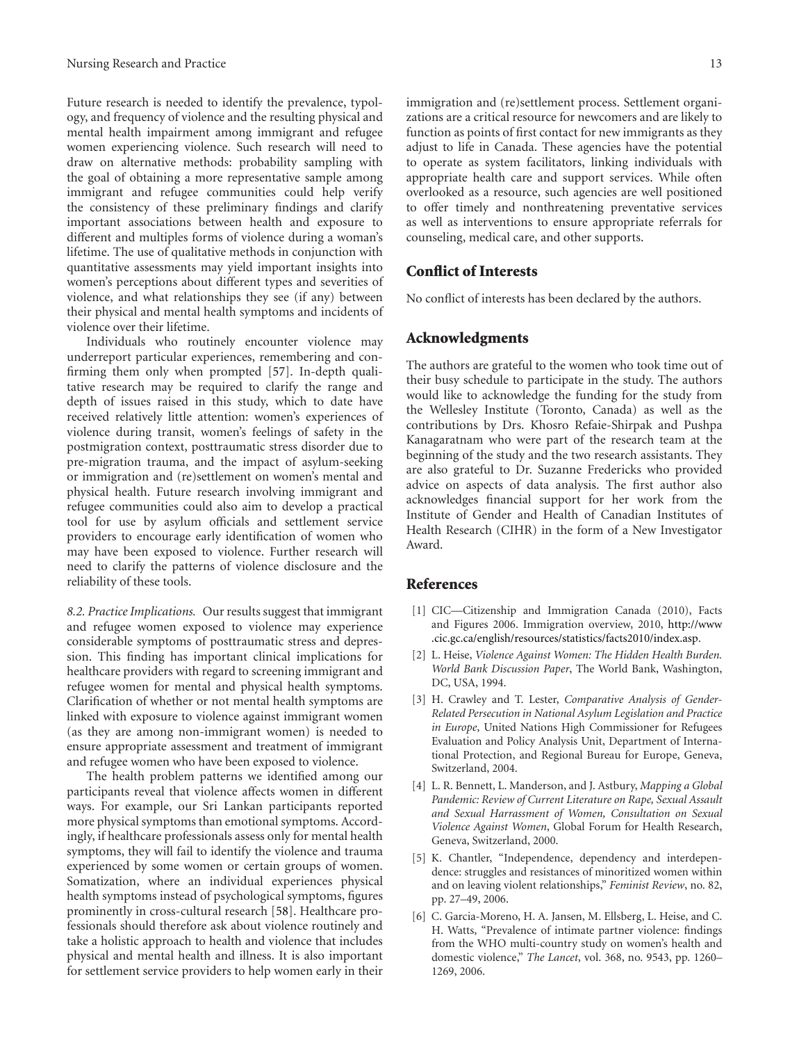Future research is needed to identify the prevalence, typology, and frequency of violence and the resulting physical and mental health impairment among immigrant and refugee women experiencing violence. Such research will need to draw on alternative methods: probability sampling with the goal of obtaining a more representative sample among immigrant and refugee communities could help verify the consistency of these preliminary findings and clarify important associations between health and exposure to different and multiples forms of violence during a woman's lifetime. The use of qualitative methods in conjunction with quantitative assessments may yield important insights into women's perceptions about different types and severities of violence, and what relationships they see (if any) between their physical and mental health symptoms and incidents of violence over their lifetime.

Individuals who routinely encounter violence may underreport particular experiences, remembering and confirming them only when prompted [57]. In-depth qualitative research may be required to clarify the range and depth of issues raised in this study, which to date have received relatively little attention: women's experiences of violence during transit, women's feelings of safety in the postmigration context, posttraumatic stress disorder due to pre-migration trauma, and the impact of asylum-seeking or immigration and (re)settlement on women's mental and physical health. Future research involving immigrant and refugee communities could also aim to develop a practical tool for use by asylum officials and settlement service providers to encourage early identification of women who may have been exposed to violence. Further research will need to clarify the patterns of violence disclosure and the reliability of these tools.

*8.2. Practice Implications.* Our results suggest that immigrant and refugee women exposed to violence may experience considerable symptoms of posttraumatic stress and depression. This finding has important clinical implications for healthcare providers with regard to screening immigrant and refugee women for mental and physical health symptoms. Clarification of whether or not mental health symptoms are linked with exposure to violence against immigrant women (as they are among non-immigrant women) is needed to ensure appropriate assessment and treatment of immigrant and refugee women who have been exposed to violence.

The health problem patterns we identified among our participants reveal that violence affects women in different ways. For example, our Sri Lankan participants reported more physical symptoms than emotional symptoms. Accordingly, if healthcare professionals assess only for mental health symptoms, they will fail to identify the violence and trauma experienced by some women or certain groups of women. Somatization, where an individual experiences physical health symptoms instead of psychological symptoms, figures prominently in cross-cultural research [58]. Healthcare professionals should therefore ask about violence routinely and take a holistic approach to health and violence that includes physical and mental health and illness. It is also important for settlement service providers to help women early in their immigration and (re)settlement process. Settlement organizations are a critical resource for newcomers and are likely to function as points of first contact for new immigrants as they adjust to life in Canada. These agencies have the potential to operate as system facilitators, linking individuals with appropriate health care and support services. While often overlooked as a resource, such agencies are well positioned to offer timely and nonthreatening preventative services as well as interventions to ensure appropriate referrals for counseling, medical care, and other supports.

## Conflict of Interests

No conflict of interests has been declared by the authors.

## Acknowledgments

The authors are grateful to the women who took time out of their busy schedule to participate in the study. The authors would like to acknowledge the funding for the study from the Wellesley Institute (Toronto, Canada) as well as the contributions by Drs. Khosro Refaie-Shirpak and Pushpa Kanagaratnam who were part of the research team at the beginning of the study and the two research assistants. They are also grateful to Dr. Suzanne Fredericks who provided advice on aspects of data analysis. The first author also acknowledges financial support for her work from the Institute of Gender and Health of Canadian Institutes of Health Research (CIHR) in the form of a New Investigator Award.

## References

[1] CIC—Citizenship and Immigration Canada (2010), Facts and Figures 2006. Immigration overview, 2010, http://www.cic.gc.ca/english/resources/statistics/facts2010/index.asp.

[2] L. Heise, *Violence Against Women: The Hidden Health Burden. World Bank Discussion Paper*, The World Bank, Washington, DC, USA, 1994.

[3] H. Crawley and T. Lester, *Comparative Analysis of Gender-Related Persecution in National Asylum Legislation and Practice in Europe*, United Nations High Commissioner for Refugees Evaluation and Policy Analysis Unit, Department of International Protection, and Regional Bureau for Europe, Geneva, Switzerland, 2004.

[4] L. R. Bennett, L. Manderson, and J. Astbury, *Mapping a Global Pandemic: Review of Current Literature on Rape, Sexual Assault and Sexual Harrassment of Women, Consultation on Sexual Violence Against Women*, Global Forum for Health Research, Geneva, Switzerland, 2000.

[5] K. Chantler, "Independence, dependency and interdependence: struggles and resistances of minoritized women within and on leaving violent relationships," *Feminist Review*, no. 82, pp. 27–49, 2006.

[6] C. Garcia-Moreno, H. A. Jansen, M. Ellsberg, L. Heise, and C. H. Watts, "Prevalence of intimate partner violence: findings from the WHO multi-country study on women's health and domestic violence," *The Lancet*, vol. 368, no. 9543, pp. 1260–1269, 2006.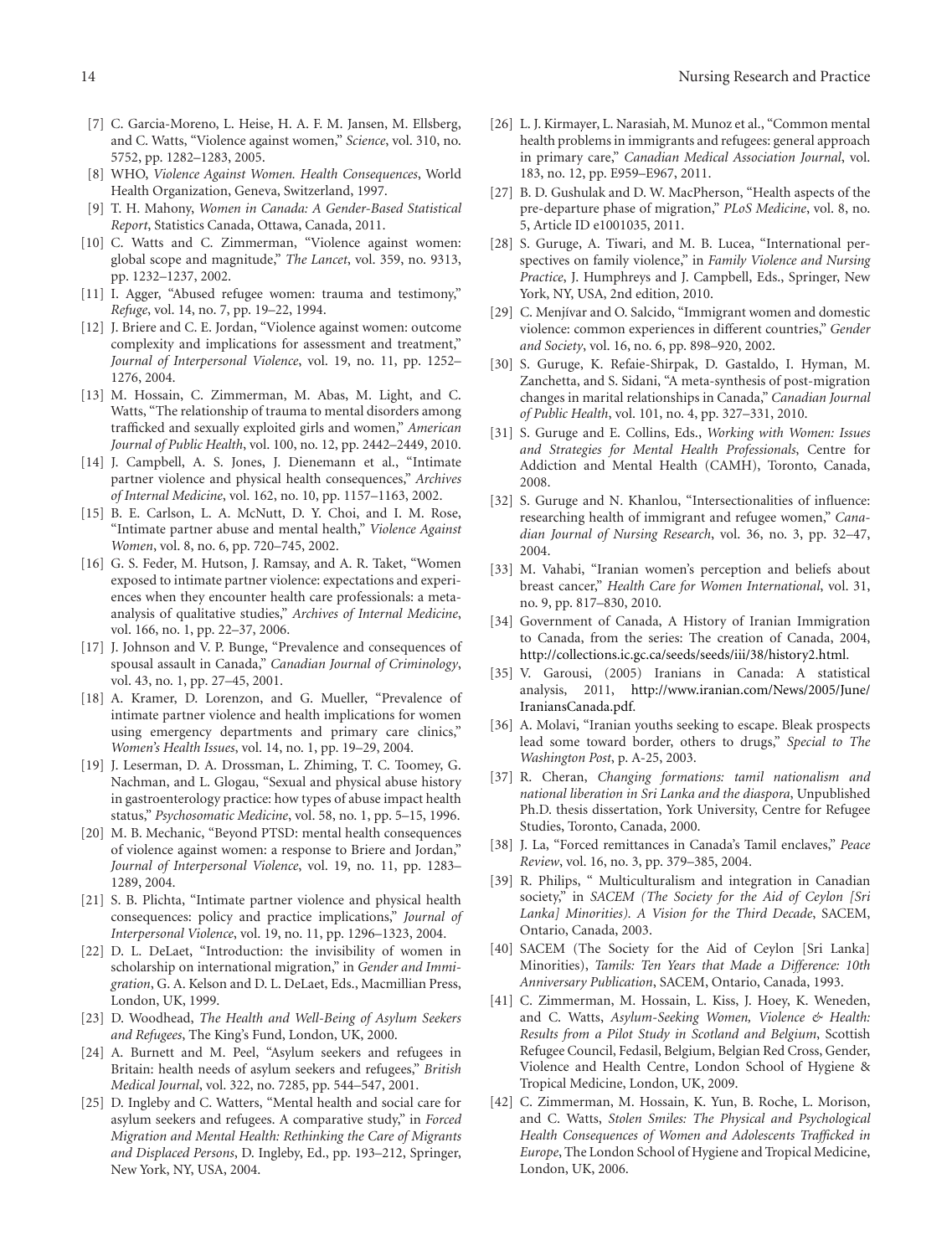[7] C. Garcia-Moreno, L. Heise, H. A. F. M. Jansen, M. Ellsberg, and C. Watts, "Violence against women," *Science*, vol. 310, no. 5752, pp. 1282–1283, 2005.

[8] WHO, *Violence Against Women. Health Consequences*, World Health Organization, Geneva, Switzerland, 1997.

[9] T. H. Mahony, *Women in Canada: A Gender-Based Statistical Report*, Statistics Canada, Ottawa, Canada, 2011.

[10] C. Watts and C. Zimmerman, "Violence against women: global scope and magnitude," *The Lancet*, vol. 359, no. 9313, pp. 1232–1237, 2002.

[11] I. Agger, "Abused refugee women: trauma and testimony," *Refuge*, vol. 14, no. 7, pp. 19–22, 1994.

[12] J. Briere and C. E. Jordan, "Violence against women: outcome complexity and implications for assessment and treatment," *Journal of Interpersonal Violence*, vol. 19, no. 11, pp. 1252–1276, 2004.

[13] M. Hossain, C. Zimmerman, M. Abas, M. Light, and C. Watts, "The relationship of trauma to mental disorders among trafficked and sexually exploited girls and women," *American Journal of Public Health*, vol. 100, no. 12, pp. 2442–2449, 2010.

[14] J. Campbell, A. S. Jones, J. Dienemann et al., "Intimate partner violence and physical health consequences," *Archives of Internal Medicine*, vol. 162, no. 10, pp. 1157–1163, 2002.

[15] B. E. Carlson, L. A. McNutt, D. Y. Choi, and I. M. Rose, "Intimate partner abuse and mental health," *Violence Against Women*, vol. 8, no. 6, pp. 720–745, 2002.

[16] G. S. Feder, M. Hutson, J. Ramsay, and A. R. Taket, "Women exposed to intimate partner violence: expectations and experiences when they encounter health care professionals: a meta-analysis of qualitative studies," *Archives of Internal Medicine*, vol. 166, no. 1, pp. 22–37, 2006.

[17] J. Johnson and V. P. Bunge, "Prevalence and consequences of spousal assault in Canada," *Canadian Journal of Criminology*, vol. 43, no. 1, pp. 27–45, 2001.

[18] A. Kramer, D. Lorenzon, and G. Mueller, "Prevalence of intimate partner violence and health implications for women using emergency departments and primary care clinics," *Women's Health Issues*, vol. 14, no. 1, pp. 19–29, 2004.

[19] J. Leserman, D. A. Drossman, L. Zhiming, T. C. Toomey, G. Nachman, and L. Glogau, "Sexual and physical abuse history in gastroenterology practice: how types of abuse impact health status," *Psychosomatic Medicine*, vol. 58, no. 1, pp. 5–15, 1996.

[20] M. B. Mechanic, "Beyond PTSD: mental health consequences of violence against women: a response to Briere and Jordan," *Journal of Interpersonal Violence*, vol. 19, no. 11, pp. 1283–1289, 2004.

[21] S. B. Plichta, "Intimate partner violence and physical health consequences: policy and practice implications," *Journal of Interpersonal Violence*, vol. 19, no. 11, pp. 1296–1323, 2004.

[22] D. L. DeLaet, "Introduction: the invisibility of women in scholarship on international migration," in *Gender and Immigration*, G. A. Kelson and D. L. DeLaet, Eds., Macmillian Press, London, UK, 1999.

[23] D. Woodhead, *The Health and Well-Being of Asylum Seekers and Refugees*, The King's Fund, London, UK, 2000.

[24] A. Burnett and M. Peel, "Asylum seekers and refugees in Britain: health needs of asylum seekers and refugees," *British Medical Journal*, vol. 322, no. 7285, pp. 544–547, 2001.

[25] D. Ingleby and C. Watters, "Mental health and social care for asylum seekers and refugees. A comparative study," in *Forced Migration and Mental Health: Rethinking the Care of Migrants and Displaced Persons*, D. Ingleby, Ed., pp. 193–212, Springer, New York, NY, USA, 2004.

[26] L. J. Kirmayer, L. Narasiah, M. Munoz et al., "Common mental health problems in immigrants and refugees: general approach in primary care," *Canadian Medical Association Journal*, vol. 183, no. 12, pp. E959–E967, 2011.

[27] B. D. Gushulak and D. W. MacPherson, "Health aspects of the pre-departure phase of migration," *PLoS Medicine*, vol. 8, no. 5, Article ID e1001035, 2011.

[28] S. Guruge, A. Tiwari, and M. B. Lucea, "International perspectives on family violence," in *Family Violence and Nursing Practice*, J. Humphreys and J. Campbell, Eds., Springer, New York, NY, USA, 2nd edition, 2010.

[29] C. Menjívar and O. Salcido, "Immigrant women and domestic violence: common experiences in different countries," *Gender and Society*, vol. 16, no. 6, pp. 898–920, 2002.

[30] S. Guruge, K. Refaie-Shirpak, D. Gastaldo, I. Hyman, M. Zanchetta, and S. Sidani, "A meta-synthesis of post-migration changes in marital relationships in Canada," *Canadian Journal of Public Health*, vol. 101, no. 4, pp. 327–331, 2010.

[31] S. Guruge and E. Collins, Eds., *Working with Women: Issues and Strategies for Mental Health Professionals*, Centre for Addiction and Mental Health (CAMH), Toronto, Canada, 2008.

[32] S. Guruge and N. Khanlou, "Intersectionalities of influence: researching health of immigrant and refugee women," *Canadian Journal of Nursing Research*, vol. 36, no. 3, pp. 32–47, 2004.

[33] M. Vahabi, "Iranian women's perception and beliefs about breast cancer," *Health Care for Women International*, vol. 31, no. 9, pp. 817–830, 2010.

[34] Government of Canada, A History of Iranian Immigration to Canada, from the series: The creation of Canada, 2004, http://collections.ic.gc.ca/seeds/seeds/iii/38/history2.html.

[35] V. Garousi, (2005) Iranians in Canada: A statistical analysis, 2011, http://www.iranian.com/News/2005/June/IraniansCanada.pdf.

[36] A. Molavi, "Iranian youths seeking to escape. Bleak prospects lead some toward border, others to drugs," *Special to The Washington Post*, p. A-25, 2003.

[37] R. Cheran, *Changing formations: tamil nationalism and national liberation in Sri Lanka and the diaspora*, Unpublished Ph.D. thesis dissertation, York University, Centre for Refugee Studies, Toronto, Canada, 2000.

[38] J. La, "Forced remittances in Canada's Tamil enclaves," *Peace Review*, vol. 16, no. 3, pp. 379–385, 2004.

[39] R. Philips, " Multiculturalism and integration in Canadian society," in *SACEM (The Society for the Aid of Ceylon [Sri Lanka] Minorities). A Vision for the Third Decade*, SACEM, Ontario, Canada, 2003.

[40] SACEM (The Society for the Aid of Ceylon [Sri Lanka] Minorities), *Tamils: Ten Years that Made a Difference: 10th Anniversary Publication*, SACEM, Ontario, Canada, 1993.

[41] C. Zimmerman, M. Hossain, L. Kiss, J. Hoey, K. Weneden, and C. Watts, *Asylum-Seeking Women, Violence & Health: Results from a Pilot Study in Scotland and Belgium*, Scottish Refugee Council, Fedasil, Belgium, Belgian Red Cross, Gender, Violence and Health Centre, London School of Hygiene & Tropical Medicine, London, UK, 2009.

[42] C. Zimmerman, M. Hossain, K. Yun, B. Roche, L. Morison, and C. Watts, *Stolen Smiles: The Physical and Psychological Health Consequences of Women and Adolescents Trafficked in Europe*, The London School of Hygiene and Tropical Medicine, London, UK, 2006.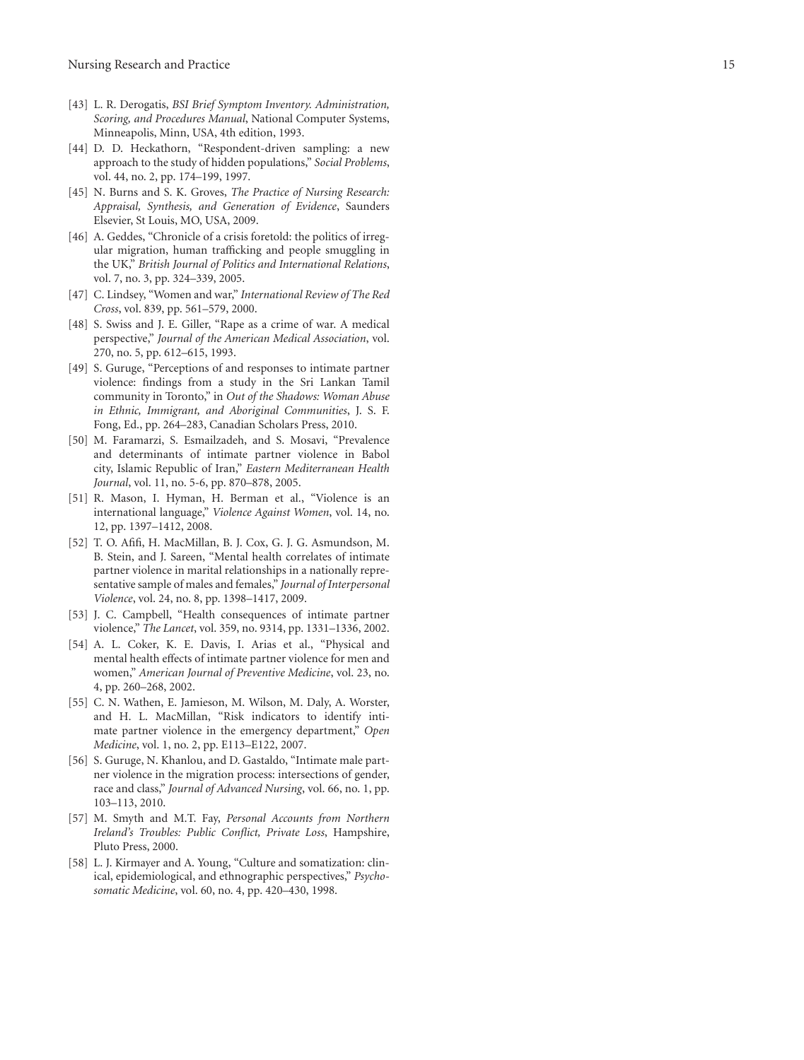[43] L. R. Derogatis, *BSI Brief Symptom Inventory. Administration, Scoring, and Procedures Manual*, National Computer Systems, Minneapolis, Minn, USA, 4th edition, 1993.

[44] D. D. Heckathorn, "Respondent-driven sampling: a new approach to the study of hidden populations," *Social Problems*, vol. 44, no. 2, pp. 174–199, 1997.

[45] N. Burns and S. K. Groves, *The Practice of Nursing Research: Appraisal, Synthesis, and Generation of Evidence*, Saunders Elsevier, St Louis, MO, USA, 2009.

[46] A. Geddes, "Chronicle of a crisis foretold: the politics of irregular migration, human trafficking and people smuggling in the UK," *British Journal of Politics and International Relations*, vol. 7, no. 3, pp. 324–339, 2005.

[47] C. Lindsey, "Women and war," *International Review of The Red Cross*, vol. 839, pp. 561–579, 2000.

[48] S. Swiss and J. E. Giller, "Rape as a crime of war. A medical perspective," *Journal of the American Medical Association*, vol. 270, no. 5, pp. 612–615, 1993.

[49] S. Guruge, "Perceptions of and responses to intimate partner violence: findings from a study in the Sri Lankan Tamil community in Toronto," in *Out of the Shadows: Woman Abuse in Ethnic, Immigrant, and Aboriginal Communities*, J. S. F. Fong, Ed., pp. 264–283, Canadian Scholars Press, 2010.

[50] M. Faramarzi, S. Esmailzadeh, and S. Mosavi, "Prevalence and determinants of intimate partner violence in Babol city, Islamic Republic of Iran," *Eastern Mediterranean Health Journal*, vol. 11, no. 5-6, pp. 870–878, 2005.

[51] R. Mason, I. Hyman, H. Berman et al., "Violence is an international language," *Violence Against Women*, vol. 14, no. 12, pp. 1397–1412, 2008.

[52] T. O. Afifi, H. MacMillan, B. J. Cox, G. J. G. Asmundson, M. B. Stein, and J. Sareen, "Mental health correlates of intimate partner violence in marital relationships in a nationally representative sample of males and females," *Journal of Interpersonal Violence*, vol. 24, no. 8, pp. 1398–1417, 2009.

[53] J. C. Campbell, "Health consequences of intimate partner violence," *The Lancet*, vol. 359, no. 9314, pp. 1331–1336, 2002.

[54] A. L. Coker, K. E. Davis, I. Arias et al., "Physical and mental health effects of intimate partner violence for men and women," *American Journal of Preventive Medicine*, vol. 23, no. 4, pp. 260–268, 2002.

[55] C. N. Wathen, E. Jamieson, M. Wilson, M. Daly, A. Worster, and H. L. MacMillan, "Risk indicators to identify intimate partner violence in the emergency department," *Open Medicine*, vol. 1, no. 2, pp. E113–E122, 2007.

[56] S. Guruge, N. Khanlou, and D. Gastaldo, "Intimate male partner violence in the migration process: intersections of gender, race and class," *Journal of Advanced Nursing*, vol. 66, no. 1, pp. 103–113, 2010.

[57] M. Smyth and M.T. Fay, *Personal Accounts from Northern Ireland's Troubles: Public Conflict, Private Loss*, Hampshire, Pluto Press, 2000.

[58] L. J. Kirmayer and A. Young, "Culture and somatization: clinical, epidemiological, and ethnographic perspectives," *Psychosomatic Medicine*, vol. 60, no. 4, pp. 420–430, 1998.